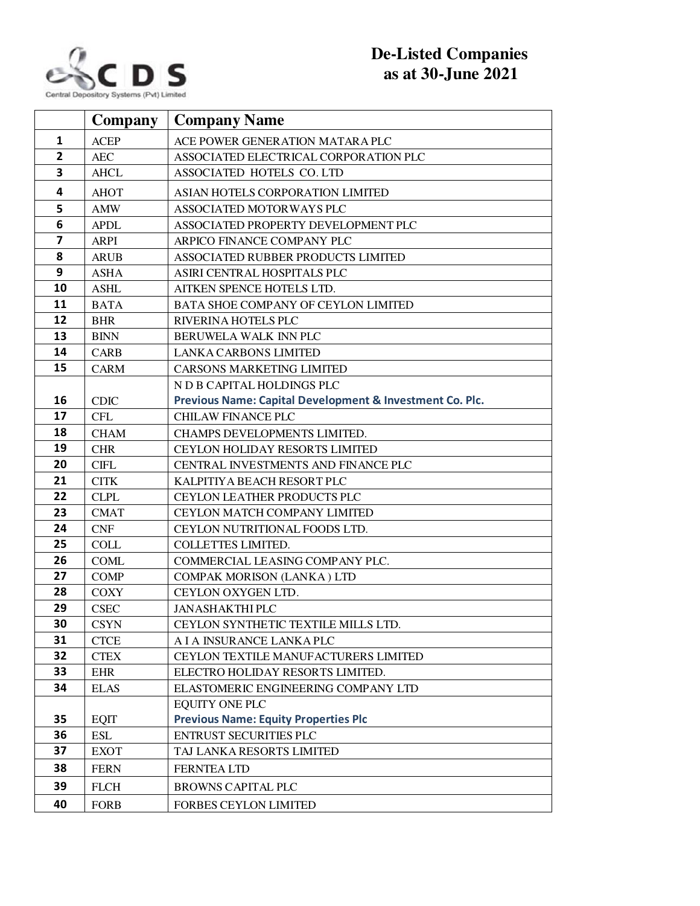CDS
Central Depository Systems (Pvt) Limited

# De-Listed Companies as at 30-June 2021

| | Company | Company Name |
|---|---|---|
| 1 | ACEP | ACE POWER GENERATION MATARA PLC |
| 2 | AEC | ASSOCIATED ELECTRICAL CORPORATION PLC |
| 3 | AHCL | ASSOCIATED HOTELS CO. LTD |
| 4 | AHOT | ASIAN HOTELS CORPORATION LIMITED |
| 5 | AMW | ASSOCIATED MOTORWAYS PLC |
| 6 | APDL | ASSOCIATED PROPERTY DEVELOPMENT PLC |
| 7 | ARPI | ARPICO FINANCE COMPANY PLC |
| 8 | ARUB | ASSOCIATED RUBBER PRODUCTS LIMITED |
| 9 | ASHA | ASIRI CENTRAL HOSPITALS PLC |
| 10 | ASHL | AITKEN SPENCE HOTELS LTD. |
| 11 | BATA | BATA SHOE COMPANY OF CEYLON LIMITED |
| 12 | BHR | RIVERINA HOTELS PLC |
| 13 | BINN | BERUWELA WALK INN PLC |
| 14 | CARB | LANKA CARBONS LIMITED |
| 15 | CARM | CARSONS MARKETING LIMITED |
| 16 | CDIC | N D B CAPITAL HOLDINGS PLC<br>**Previous Name: Capital Development & Investment Co. Plc.** |
| 17 | CFL | CHILAW FINANCE PLC |
| 18 | CHAM | CHAMPS DEVELOPMENTS LIMITED. |
| 19 | CHR | CEYLON HOLIDAY RESORTS LIMITED |
| 20 | CIFL | CENTRAL INVESTMENTS AND FINANCE PLC |
| 21 | CITK | KALPITIYA BEACH RESORT PLC |
| 22 | CLPL | CEYLON LEATHER PRODUCTS PLC |
| 23 | CMAT | CEYLON MATCH COMPANY LIMITED |
| 24 | CNF | CEYLON NUTRITIONAL FOODS LTD. |
| 25 | COLL | COLLETTES LIMITED. |
| 26 | COML | COMMERCIAL LEASING COMPANY PLC. |
| 27 | COMP | COMPAK MORISON (LANKA ) LTD |
| 28 | COXY | CEYLON OXYGEN LTD. |
| 29 | CSEC | JANASHAKTHI PLC |
| 30 | CSYN | CEYLON SYNTHETIC TEXTILE MILLS LTD. |
| 31 | CTCE | A I A INSURANCE LANKA PLC |
| 32 | CTEX | CEYLON TEXTILE MANUFACTURERS LIMITED |
| 33 | EHR | ELECTRO HOLIDAY RESORTS LIMITED. |
| 34 | ELAS | ELASTOMERIC ENGINEERING COMPANY LTD |
| 35 | EQIT | EQUITY ONE PLC<br>**Previous Name: Equity Properties Plc** |
| 36 | ESL | ENTRUST SECURITIES PLC |
| 37 | EXOT | TAJ LANKA RESORTS LIMITED |
| 38 | FERN | FERNTEA LTD |
| 39 | FLCH | BROWNS CAPITAL PLC |
| 40 | FORB | FORBES CEYLON LIMITED |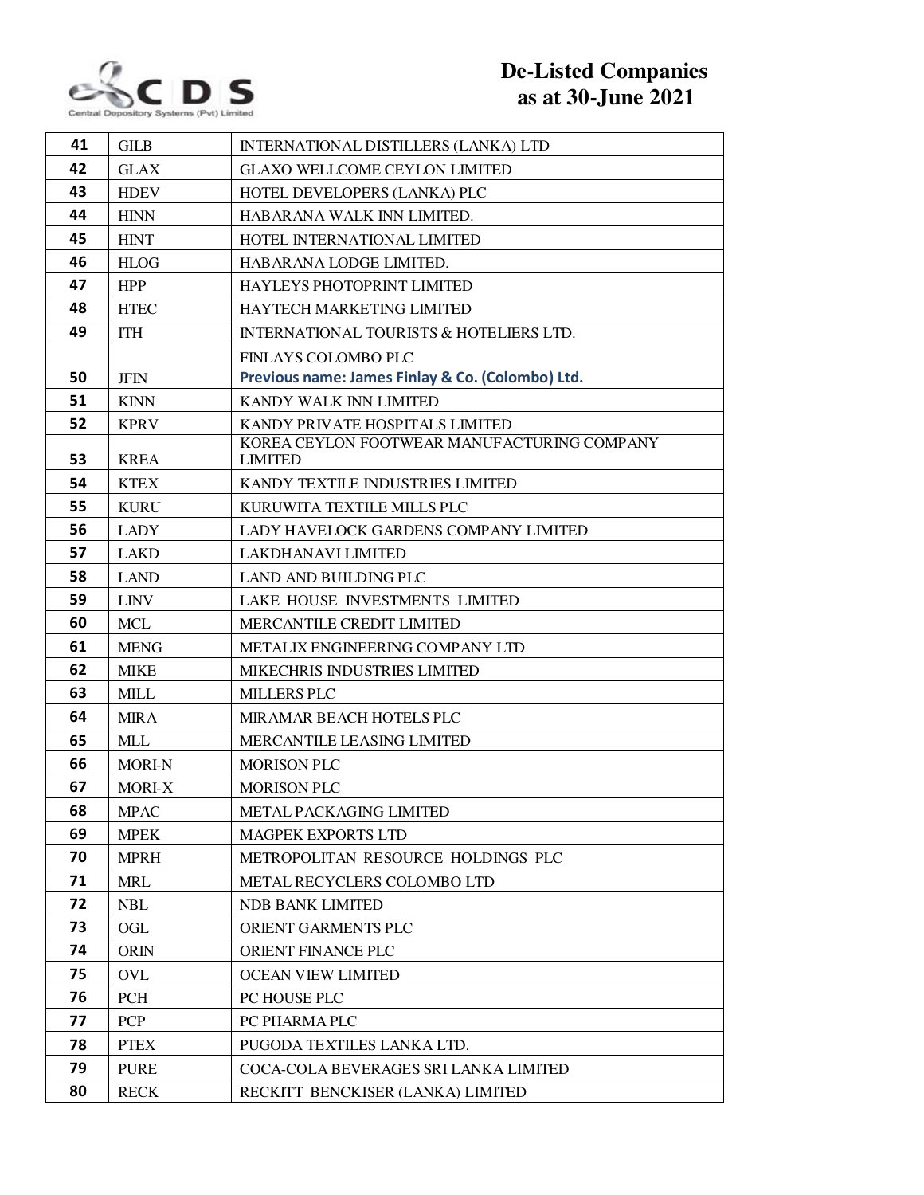# De-Listed Companies as at 30-June 2021

| | | |
|---|---|---|
| 41 | GILB | INTERNATIONAL DISTILLERS (LANKA) LTD |
| 42 | GLAX | GLAXO WELLCOME CEYLON LIMITED |
| 43 | HDEV | HOTEL DEVELOPERS (LANKA) PLC |
| 44 | HINN | HABARANA WALK INN LIMITED. |
| 45 | HINT | HOTEL INTERNATIONAL LIMITED |
| 46 | HLOG | HABARANA LODGE LIMITED. |
| 47 | HPP | HAYLEYS PHOTOPRINT LIMITED |
| 48 | HTEC | HAYTECH MARKETING LIMITED |
| 49 | ITH | INTERNATIONAL TOURISTS & HOTELIERS LTD. |
| 50 | JFIN | FINLAYS COLOMBO PLC<br>**Previous name: James Finlay & Co. (Colombo) Ltd.** |
| 51 | KINN | KANDY WALK INN LIMITED |
| 52 | KPRV | KANDY PRIVATE HOSPITALS LIMITED |
| 53 | KREA | KOREA CEYLON FOOTWEAR MANUFACTURING COMPANY LIMITED |
| 54 | KTEX | KANDY TEXTILE INDUSTRIES LIMITED |
| 55 | KURU | KURUWITA TEXTILE MILLS PLC |
| 56 | LADY | LADY HAVELOCK GARDENS COMPANY LIMITED |
| 57 | LAKD | LAKDHANAVI LIMITED |
| 58 | LAND | LAND AND BUILDING PLC |
| 59 | LINV | LAKE HOUSE INVESTMENTS LIMITED |
| 60 | MCL | MERCANTILE CREDIT LIMITED |
| 61 | MENG | METALIX ENGINEERING COMPANY LTD |
| 62 | MIKE | MIKECHRIS INDUSTRIES LIMITED |
| 63 | MILL | MILLERS PLC |
| 64 | MIRA | MIRAMAR BEACH HOTELS PLC |
| 65 | MLL | MERCANTILE LEASING LIMITED |
| 66 | MORI-N | MORISON PLC |
| 67 | MORI-X | MORISON PLC |
| 68 | MPAC | METAL PACKAGING LIMITED |
| 69 | MPEK | MAGPEK EXPORTS LTD |
| 70 | MPRH | METROPOLITAN RESOURCE HOLDINGS PLC |
| 71 | MRL | METAL RECYCLERS COLOMBO LTD |
| 72 | NBL | NDB BANK LIMITED |
| 73 | OGL | ORIENT GARMENTS PLC |
| 74 | ORIN | ORIENT FINANCE PLC |
| 75 | OVL | OCEAN VIEW LIMITED |
| 76 | PCH | PC HOUSE PLC |
| 77 | PCP | PC PHARMA PLC |
| 78 | PTEX | PUGODA TEXTILES LANKA LTD. |
| 79 | PURE | COCA-COLA BEVERAGES SRI LANKA LIMITED |
| 80 | RECK | RECKITT BENCKISER (LANKA) LIMITED |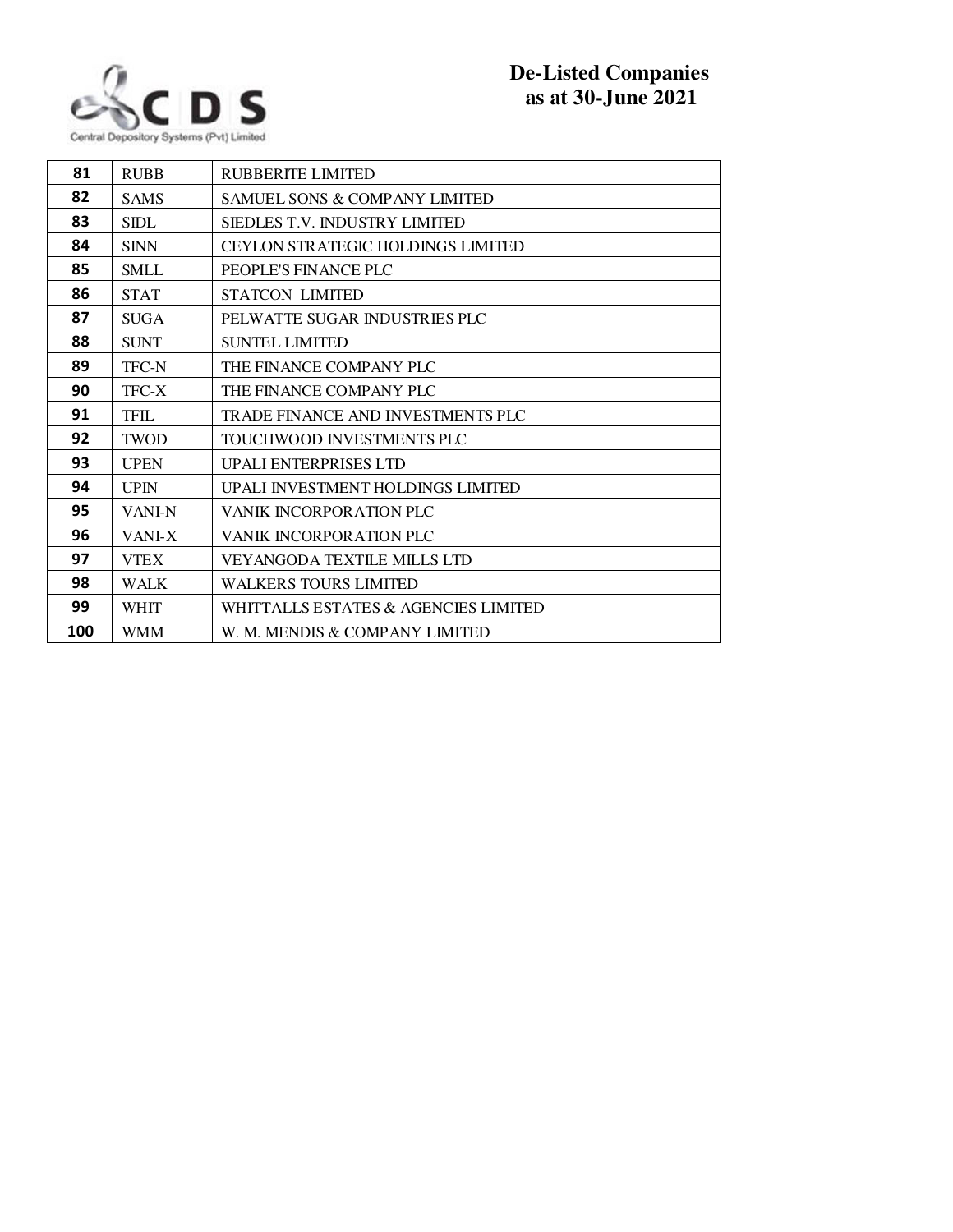CDS

Central Depository Systems (Pvt) Limited

# De-Listed Companies as at 30-June 2021

| | | |
|---|---|---|
| **81** | RUBB | RUBBERITE LIMITED |
| **82** | SAMS | SAMUEL SONS & COMPANY LIMITED |
| **83** | SIDL | SIEDLES T.V. INDUSTRY LIMITED |
| **84** | SINN | CEYLON STRATEGIC HOLDINGS LIMITED |
| **85** | SMLL | PEOPLE'S FINANCE PLC |
| **86** | STAT | STATCON LIMITED |
| **87** | SUGA | PELWATTE SUGAR INDUSTRIES PLC |
| **88** | SUNT | SUNTEL LIMITED |
| **89** | TFC-N | THE FINANCE COMPANY PLC |
| **90** | TFC-X | THE FINANCE COMPANY PLC |
| **91** | TFIL | TRADE FINANCE AND INVESTMENTS PLC |
| **92** | TWOD | TOUCHWOOD INVESTMENTS PLC |
| **93** | UPEN | UPALI ENTERPRISES LTD |
| **94** | UPIN | UPALI INVESTMENT HOLDINGS LIMITED |
| **95** | VANI-N | VANIK INCORPORATION PLC |
| **96** | VANI-X | VANIK INCORPORATION PLC |
| **97** | VTEX | VEYANGODA TEXTILE MILLS LTD |
| **98** | WALK | WALKERS TOURS LIMITED |
| **99** | WHIT | WHITTALLS ESTATES & AGENCIES LIMITED |
| **100** | WMM | W. M. MENDIS & COMPANY LIMITED |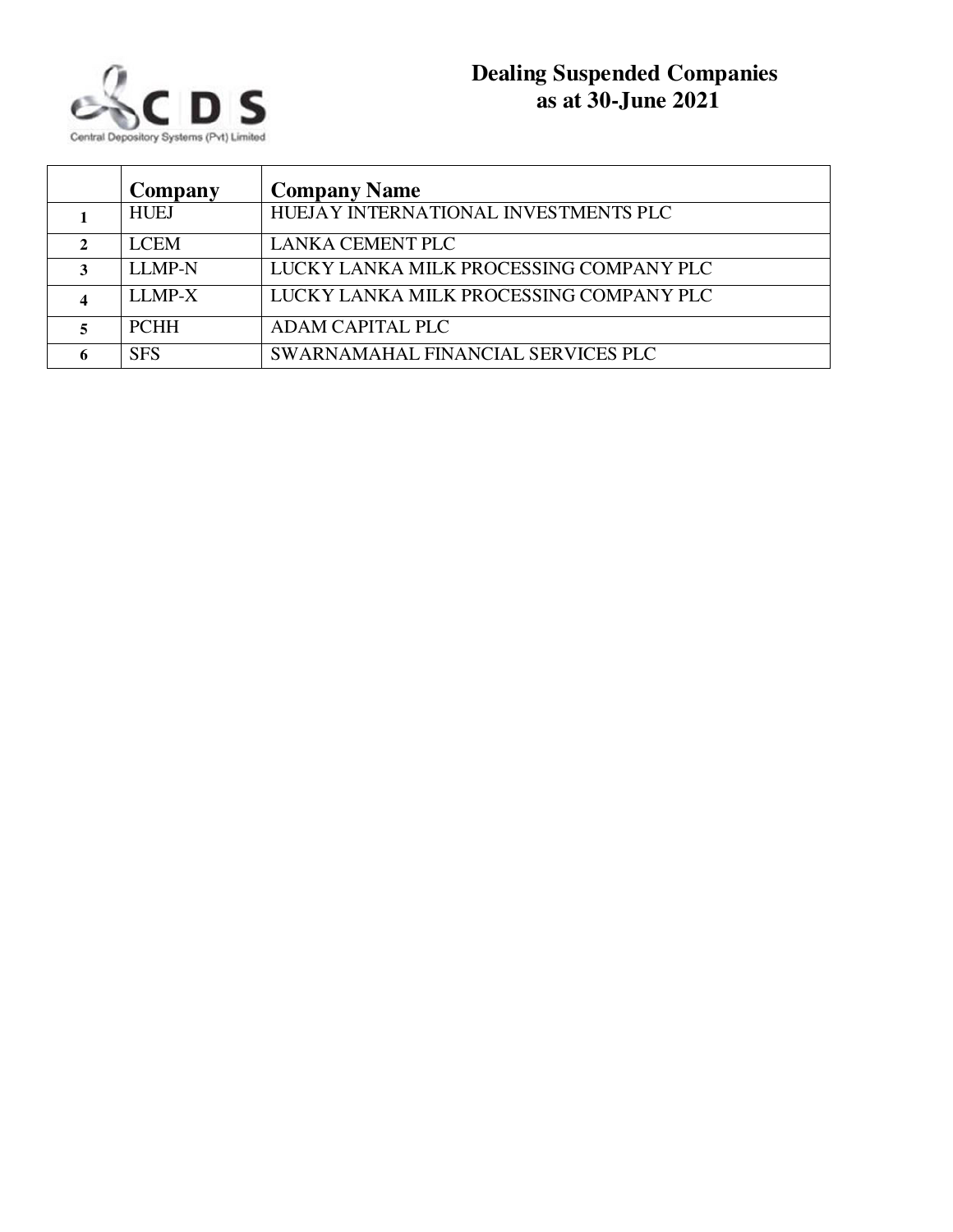# Dealing Suspended Companies as at 30-June 2021

|   | Company | Company Name |
|---|---|---|
| 1 | HUEJ | HUEJAY INTERNATIONAL INVESTMENTS PLC |
| 2 | LCEM | LANKA CEMENT PLC |
| 3 | LLMP-N | LUCKY LANKA MILK PROCESSING COMPANY PLC |
| 4 | LLMP-X | LUCKY LANKA MILK PROCESSING COMPANY PLC |
| 5 | PCHH | ADAM CAPITAL PLC |
| 6 | SFS | SWARNAMAHAL FINANCIAL SERVICES PLC |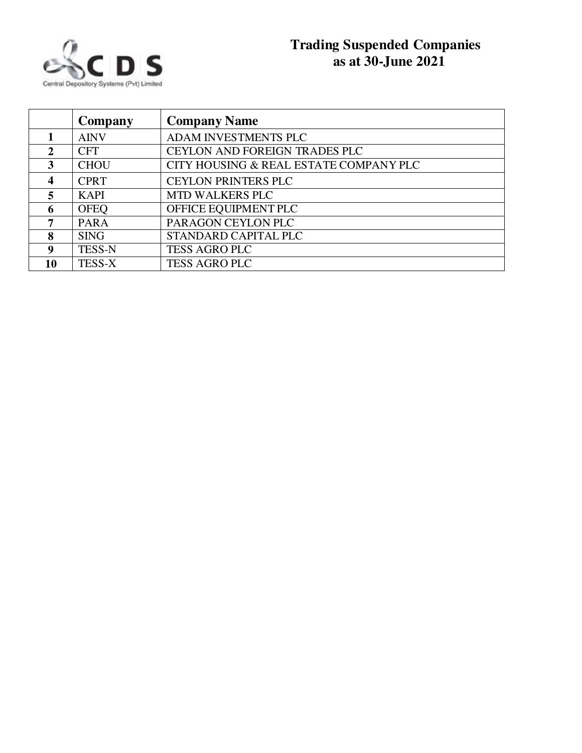CDS
Central Depository Systems (Pvt) Limited

# Trading Suspended Companies as at 30-June 2021

| | Company | Company Name |
|---|---|---|
| 1 | AINV | ADAM INVESTMENTS PLC |
| 2 | CFT | CEYLON AND FOREIGN TRADES PLC |
| 3 | CHOU | CITY HOUSING & REAL ESTATE COMPANY PLC |
| 4 | CPRT | CEYLON PRINTERS PLC |
| 5 | KAPI | MTD WALKERS PLC |
| 6 | OFEQ | OFFICE EQUIPMENT PLC |
| 7 | PARA | PARAGON CEYLON PLC |
| 8 | SING | STANDARD CAPITAL PLC |
| 9 | TESS-N | TESS AGRO PLC |
| 10 | TESS-X | TESS AGRO PLC |